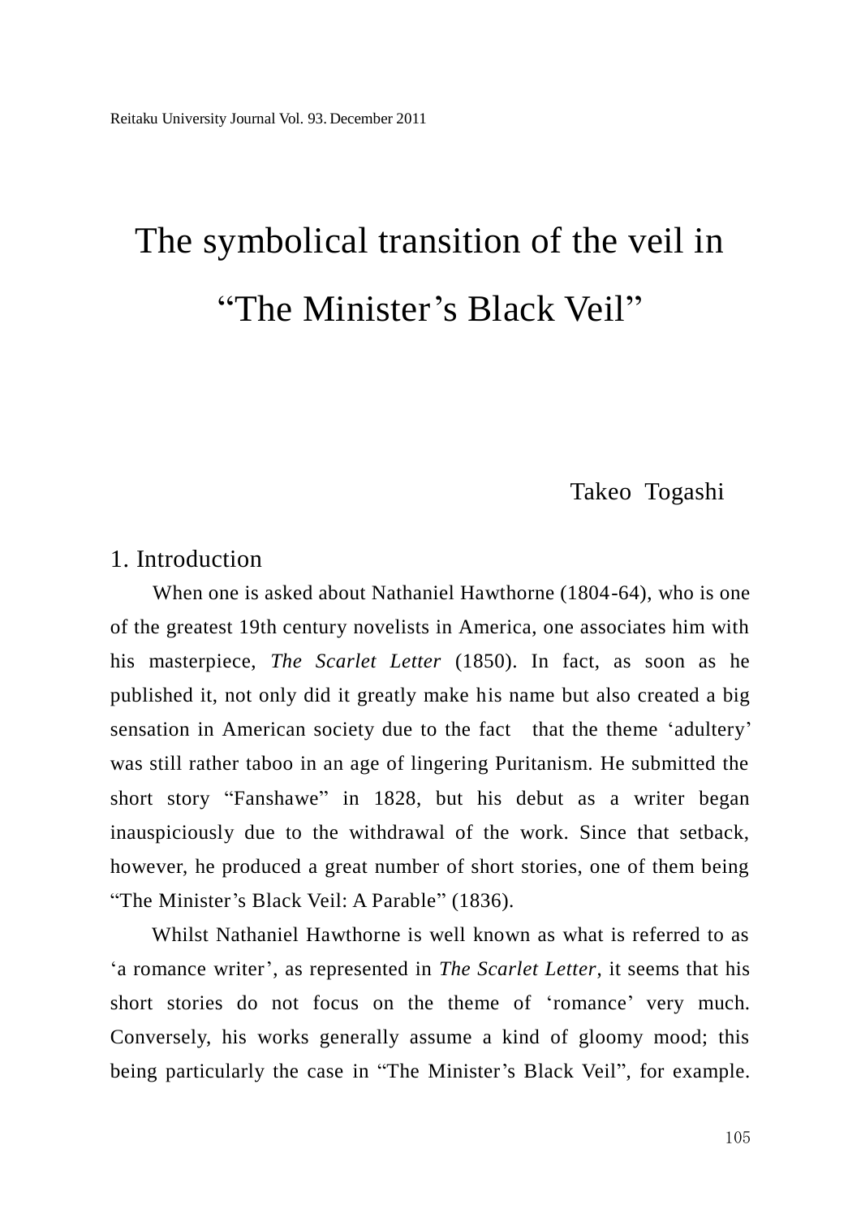// Running header ("Reitaku University Journal Vol. 93. December 2011") and page number (105) omitted per rules.
# The symbolical transition of the veil in "The Minister's Black Veil"

Takeo Togashi

## 1. Introduction

When one is asked about Nathaniel Hawthorne (1804-64), who is one of the greatest 19th century novelists in America, one associates him with his masterpiece, *The Scarlet Letter* (1850). In fact, as soon as he published it, not only did it greatly make his name but also created a big sensation in American society due to the fact that the theme 'adultery' was still rather taboo in an age of lingering Puritanism. He submitted the short story "Fanshawe" in 1828, but his debut as a writer began inauspiciously due to the withdrawal of the work. Since that setback, however, he produced a great number of short stories, one of them being "The Minister's Black Veil: A Parable" (1836).

Whilst Nathaniel Hawthorne is well known as what is referred to as 'a romance writer', as represented in *The Scarlet Letter*, it seems that his short stories do not focus on the theme of 'romance' very much. Conversely, his works generally assume a kind of gloomy mood; this being particularly the case in "The Minister's Black Veil", for example.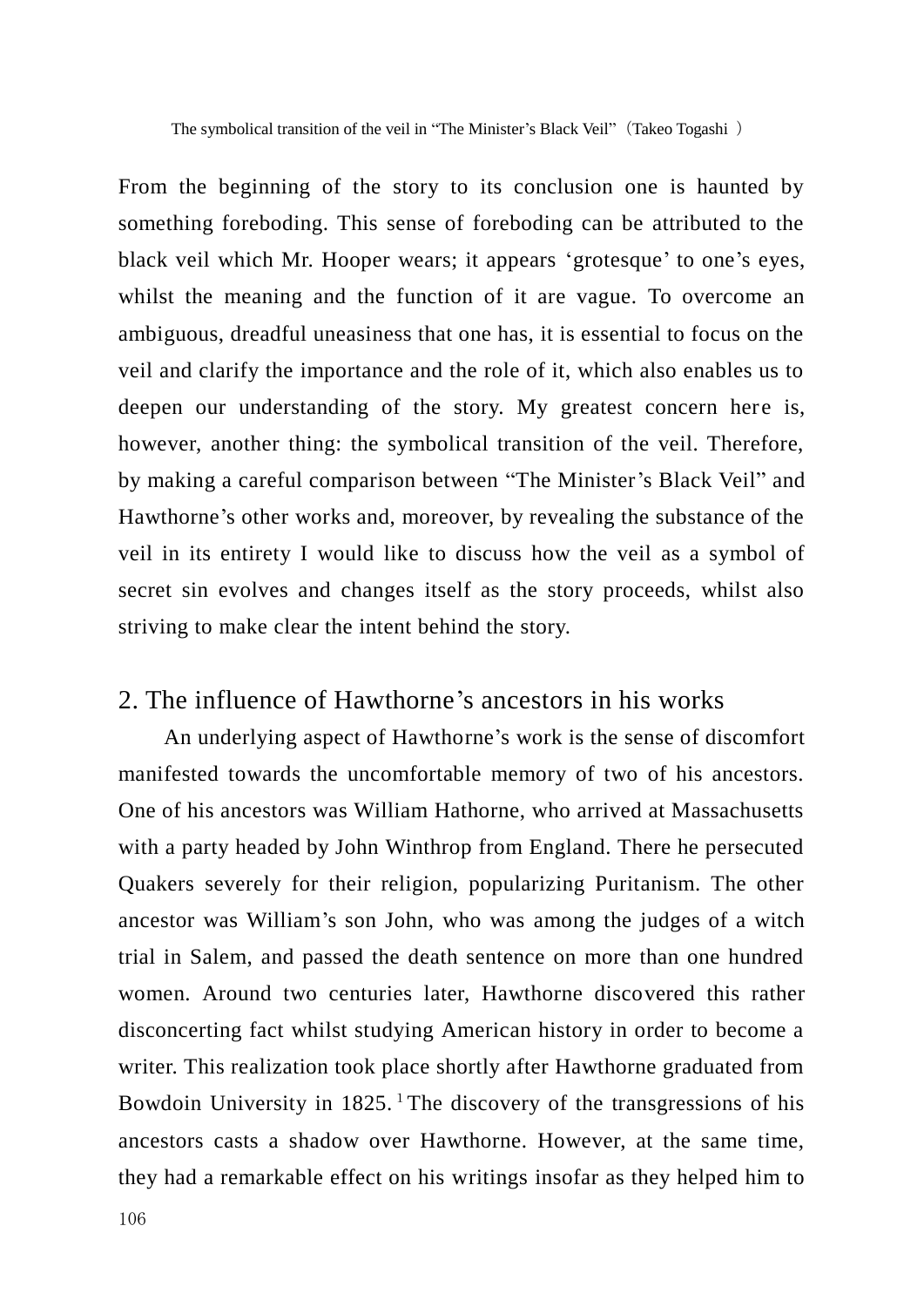From the beginning of the story to its conclusion one is haunted by something foreboding. This sense of foreboding can be attributed to the black veil which Mr. Hooper wears; it appears 'grotesque' to one's eyes, whilst the meaning and the function of it are vague. To overcome an ambiguous, dreadful uneasiness that one has, it is essential to focus on the veil and clarify the importance and the role of it, which also enables us to deepen our understanding of the story. My greatest concern here is, however, another thing: the symbolical transition of the veil. Therefore, by making a careful comparison between "The Minister's Black Veil" and Hawthorne's other works and, moreover, by revealing the substance of the veil in its entirety I would like to discuss how the veil as a symbol of secret sin evolves and changes itself as the story proceeds, whilst also striving to make clear the intent behind the story.

## 2. The influence of Hawthorne's ancestors in his works

An underlying aspect of Hawthorne's work is the sense of discomfort manifested towards the uncomfortable memory of two of his ancestors. One of his ancestors was William Hathorne, who arrived at Massachusetts with a party headed by John Winthrop from England. There he persecuted Quakers severely for their religion, popularizing Puritanism. The other ancestor was William's son John, who was among the judges of a witch trial in Salem, and passed the death sentence on more than one hundred women. Around two centuries later, Hawthorne discovered this rather disconcerting fact whilst studying American history in order to become a writer. This realization took place shortly after Hawthorne graduated from Bowdoin University in 1825. [1] The discovery of the transgressions of his ancestors casts a shadow over Hawthorne. However, at the same time, they had a remarkable effect on his writings insofar as they helped him to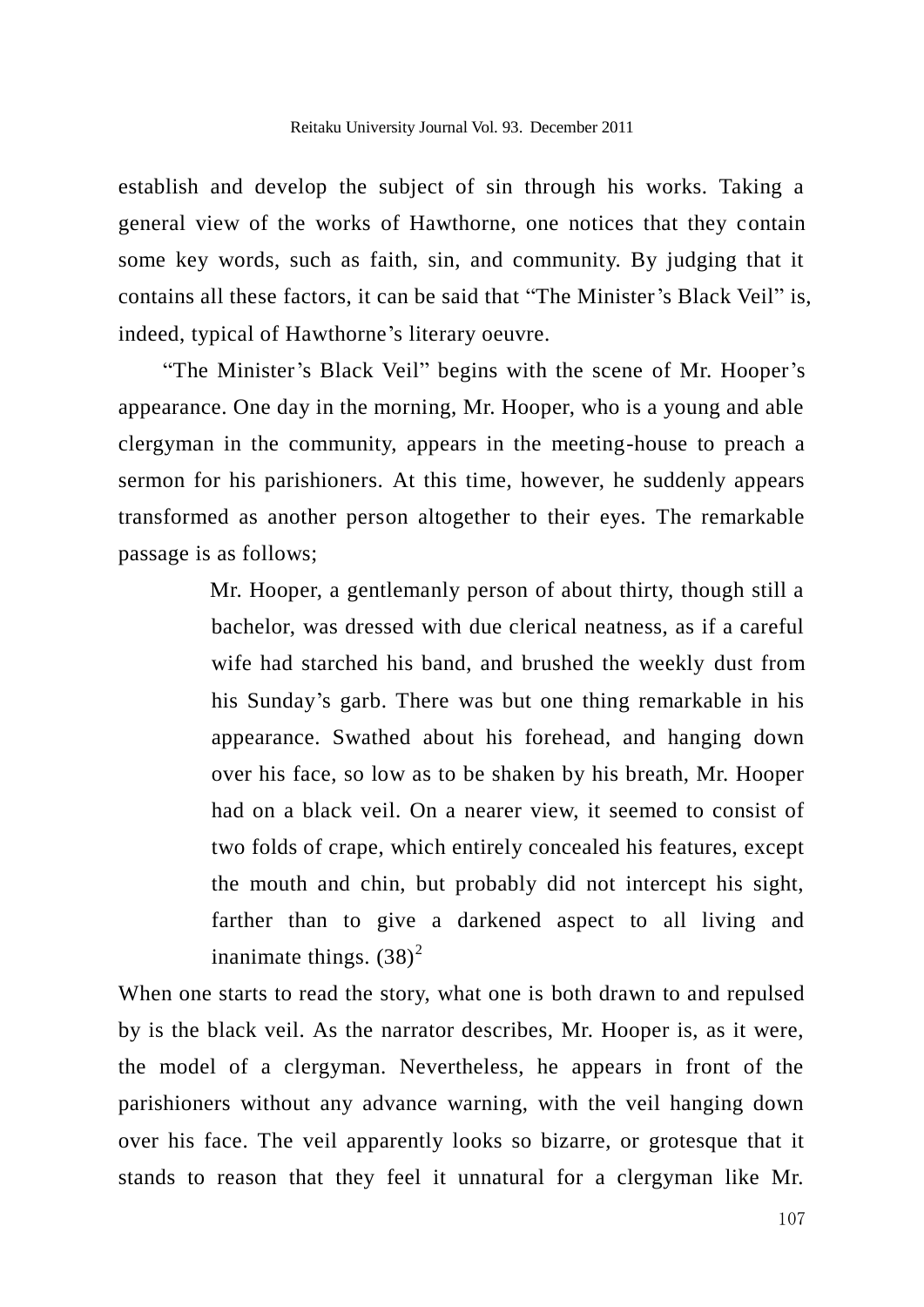establish and develop the subject of sin through his works. Taking a general view of the works of Hawthorne, one notices that they contain some key words, such as faith, sin, and community. By judging that it contains all these factors, it can be said that "The Minister's Black Veil" is, indeed, typical of Hawthorne's literary oeuvre.

"The Minister's Black Veil" begins with the scene of Mr. Hooper's appearance. One day in the morning, Mr. Hooper, who is a young and able clergyman in the community, appears in the meeting-house to preach a sermon for his parishioners. At this time, however, he suddenly appears transformed as another person altogether to their eyes. The remarkable passage is as follows;

> Mr. Hooper, a gentlemanly person of about thirty, though still a bachelor, was dressed with due clerical neatness, as if a careful wife had starched his band, and brushed the weekly dust from his Sunday's garb. There was but one thing remarkable in his appearance. Swathed about his forehead, and hanging down over his face, so low as to be shaken by his breath, Mr. Hooper had on a black veil. On a nearer view, it seemed to consist of two folds of crape, which entirely concealed his features, except the mouth and chin, but probably did not intercept his sight, farther than to give a darkened aspect to all living and inanimate things. (38)[2]

When one starts to read the story, what one is both drawn to and repulsed by is the black veil. As the narrator describes, Mr. Hooper is, as it were, the model of a clergyman. Nevertheless, he appears in front of the parishioners without any advance warning, with the veil hanging down over his face. The veil apparently looks so bizarre, or grotesque that it stands to reason that they feel it unnatural for a clergyman like Mr.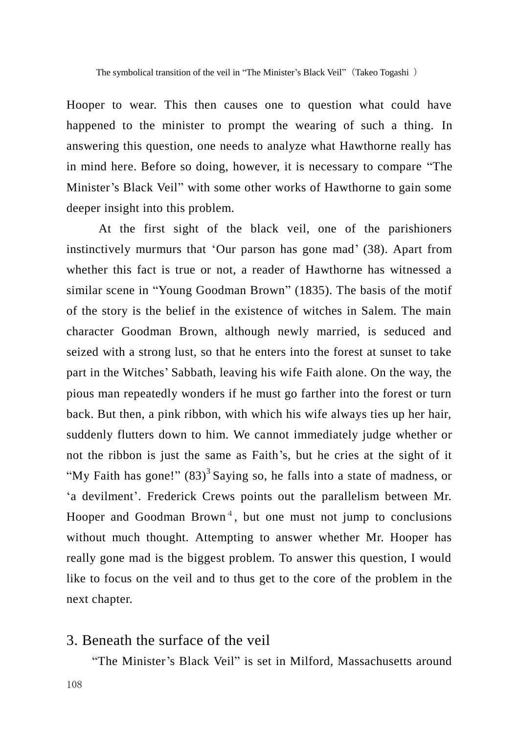Hooper to wear. This then causes one to question what could have happened to the minister to prompt the wearing of such a thing. In answering this question, one needs to analyze what Hawthorne really has in mind here. Before so doing, however, it is necessary to compare "The Minister's Black Veil" with some other works of Hawthorne to gain some deeper insight into this problem.

At the first sight of the black veil, one of the parishioners instinctively murmurs that 'Our parson has gone mad' (38). Apart from whether this fact is true or not, a reader of Hawthorne has witnessed a similar scene in "Young Goodman Brown" (1835). The basis of the motif of the story is the belief in the existence of witches in Salem. The main character Goodman Brown, although newly married, is seduced and seized with a strong lust, so that he enters into the forest at sunset to take part in the Witches' Sabbath, leaving his wife Faith alone. On the way, the pious man repeatedly wonders if he must go farther into the forest or turn back. But then, a pink ribbon, with which his wife always ties up her hair, suddenly flutters down to him. We cannot immediately judge whether or not the ribbon is just the same as Faith's, but he cries at the sight of it "My Faith has gone!" (83)[3] Saying so, he falls into a state of madness, or 'a devilment'. Frederick Crews points out the parallelism between Mr. Hooper and Goodman Brown[4], but one must not jump to conclusions without much thought. Attempting to answer whether Mr. Hooper has really gone mad is the biggest problem. To answer this question, I would like to focus on the veil and to thus get to the core of the problem in the next chapter.

## 3. Beneath the surface of the veil

"The Minister's Black Veil" is set in Milford, Massachusetts around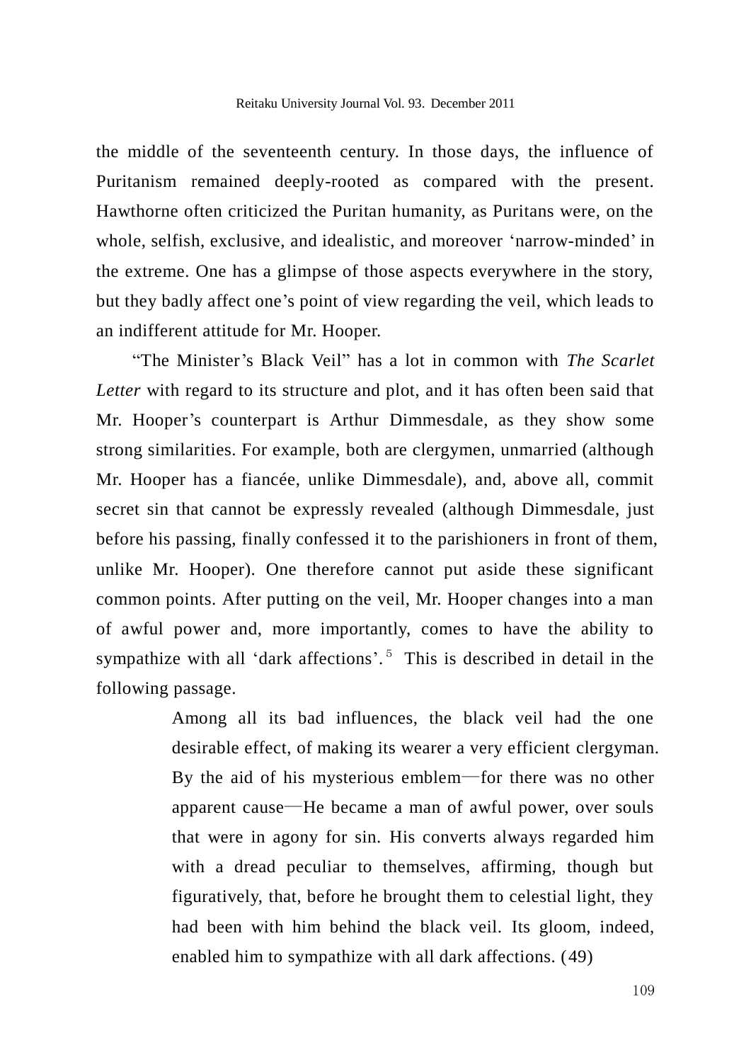the middle of the seventeenth century. In those days, the influence of Puritanism remained deeply-rooted as compared with the present. Hawthorne often criticized the Puritan humanity, as Puritans were, on the whole, selfish, exclusive, and idealistic, and moreover 'narrow-minded' in the extreme. One has a glimpse of those aspects everywhere in the story, but they badly affect one's point of view regarding the veil, which leads to an indifferent attitude for Mr. Hooper.

"The Minister's Black Veil" has a lot in common with *The Scarlet Letter* with regard to its structure and plot, and it has often been said that Mr. Hooper's counterpart is Arthur Dimmesdale, as they show some strong similarities. For example, both are clergymen, unmarried (although Mr. Hooper has a fiancée, unlike Dimmesdale), and, above all, commit secret sin that cannot be expressly revealed (although Dimmesdale, just before his passing, finally confessed it to the parishioners in front of them, unlike Mr. Hooper). One therefore cannot put aside these significant common points. After putting on the veil, Mr. Hooper changes into a man of awful power and, more importantly, comes to have the ability to sympathize with all 'dark affections'.[5] This is described in detail in the following passage.

> Among all its bad influences, the black veil had the one desirable effect, of making its wearer a very efficient clergyman. By the aid of his mysterious emblem—for there was no other apparent cause—He became a man of awful power, over souls that were in agony for sin. His converts always regarded him with a dread peculiar to themselves, affirming, though but figuratively, that, before he brought them to celestial light, they had been with him behind the black veil. Its gloom, indeed, enabled him to sympathize with all dark affections. (49)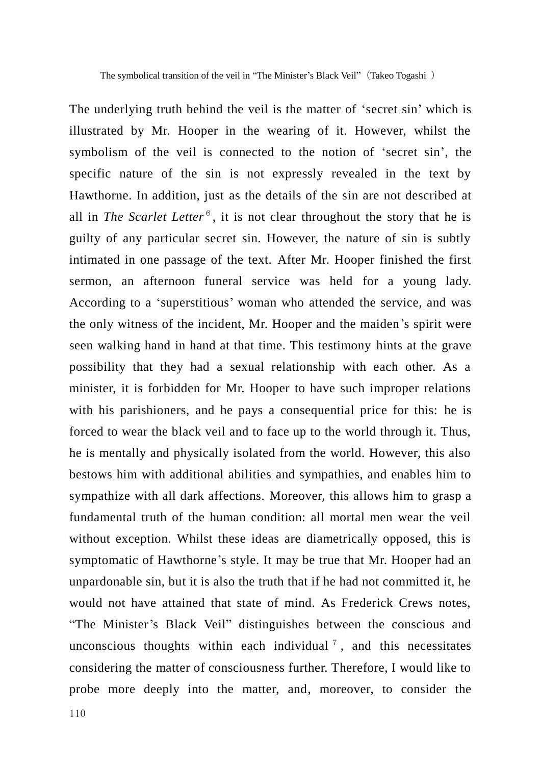The underlying truth behind the veil is the matter of 'secret sin' which is illustrated by Mr. Hooper in the wearing of it. However, whilst the symbolism of the veil is connected to the notion of 'secret sin', the specific nature of the sin is not expressly revealed in the text by Hawthorne. In addition, just as the details of the sin are not described at all in *The Scarlet Letter*[6], it is not clear throughout the story that he is guilty of any particular secret sin. However, the nature of sin is subtly intimated in one passage of the text. After Mr. Hooper finished the first sermon, an afternoon funeral service was held for a young lady. According to a 'superstitious' woman who attended the service, and was the only witness of the incident, Mr. Hooper and the maiden's spirit were seen walking hand in hand at that time. This testimony hints at the grave possibility that they had a sexual relationship with each other. As a minister, it is forbidden for Mr. Hooper to have such improper relations with his parishioners, and he pays a consequential price for this: he is forced to wear the black veil and to face up to the world through it. Thus, he is mentally and physically isolated from the world. However, this also bestows him with additional abilities and sympathies, and enables him to sympathize with all dark affections. Moreover, this allows him to grasp a fundamental truth of the human condition: all mortal men wear the veil without exception. Whilst these ideas are diametrically opposed, this is symptomatic of Hawthorne's style. It may be true that Mr. Hooper had an unpardonable sin, but it is also the truth that if he had not committed it, he would not have attained that state of mind. As Frederick Crews notes, "The Minister's Black Veil" distinguishes between the conscious and unconscious thoughts within each individual[7], and this necessitates considering the matter of consciousness further. Therefore, I would like to probe more deeply into the matter, and, moreover, to consider the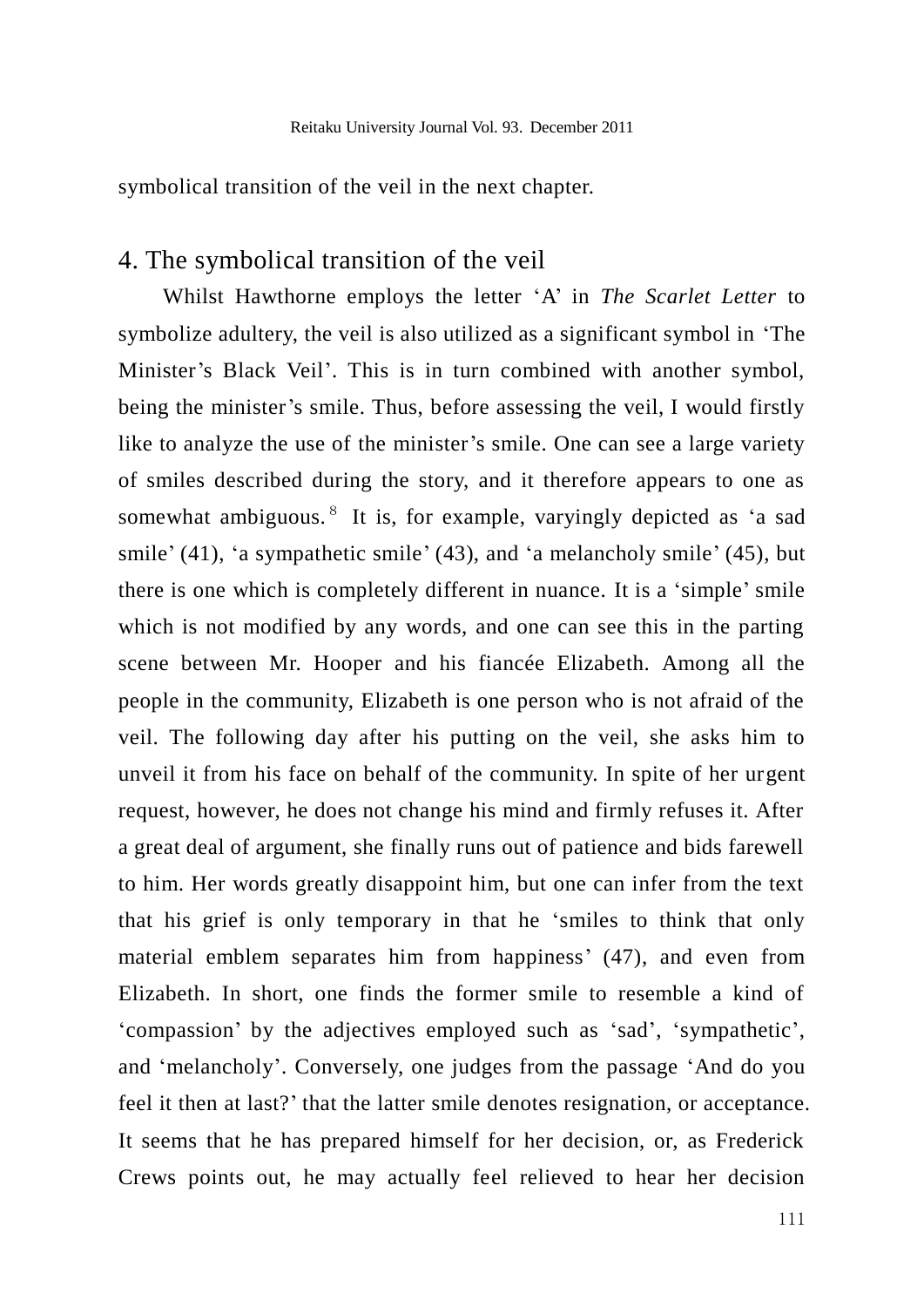symbolical transition of the veil in the next chapter.

## 4. The symbolical transition of the veil

Whilst Hawthorne employs the letter 'A' in *The Scarlet Letter* to symbolize adultery, the veil is also utilized as a significant symbol in 'The Minister's Black Veil'. This is in turn combined with another symbol, being the minister's smile. Thus, before assessing the veil, I would firstly like to analyze the use of the minister's smile. One can see a large variety of smiles described during the story, and it therefore appears to one as somewhat ambiguous.[8] It is, for example, varyingly depicted as 'a sad smile' (41), 'a sympathetic smile' (43), and 'a melancholy smile' (45), but there is one which is completely different in nuance. It is a 'simple' smile which is not modified by any words, and one can see this in the parting scene between Mr. Hooper and his fiancée Elizabeth. Among all the people in the community, Elizabeth is one person who is not afraid of the veil. The following day after his putting on the veil, she asks him to unveil it from his face on behalf of the community. In spite of her urgent request, however, he does not change his mind and firmly refuses it. After a great deal of argument, she finally runs out of patience and bids farewell to him. Her words greatly disappoint him, but one can infer from the text that his grief is only temporary in that he 'smiles to think that only material emblem separates him from happiness' (47), and even from Elizabeth. In short, one finds the former smile to resemble a kind of 'compassion' by the adjectives employed such as 'sad', 'sympathetic', and 'melancholy'. Conversely, one judges from the passage 'And do you feel it then at last?' that the latter smile denotes resignation, or acceptance. It seems that he has prepared himself for her decision, or, as Frederick Crews points out, he may actually feel relieved to hear her decision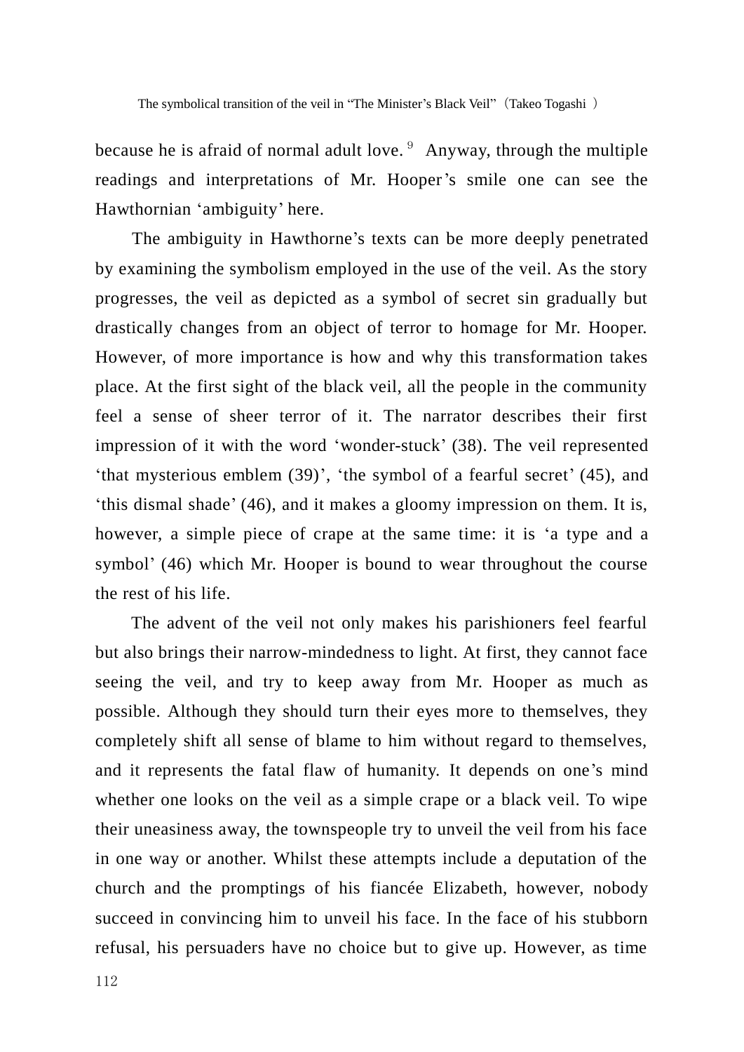because he is afraid of normal adult love.[9] Anyway, through the multiple readings and interpretations of Mr. Hooper's smile one can see the Hawthornian 'ambiguity' here.

The ambiguity in Hawthorne's texts can be more deeply penetrated by examining the symbolism employed in the use of the veil. As the story progresses, the veil as depicted as a symbol of secret sin gradually but drastically changes from an object of terror to homage for Mr. Hooper. However, of more importance is how and why this transformation takes place. At the first sight of the black veil, all the people in the community feel a sense of sheer terror of it. The narrator describes their first impression of it with the word 'wonder-stuck' (38). The veil represented 'that mysterious emblem (39)', 'the symbol of a fearful secret' (45), and 'this dismal shade' (46), and it makes a gloomy impression on them. It is, however, a simple piece of crape at the same time: it is 'a type and a symbol' (46) which Mr. Hooper is bound to wear throughout the course the rest of his life.

The advent of the veil not only makes his parishioners feel fearful but also brings their narrow-mindedness to light. At first, they cannot face seeing the veil, and try to keep away from Mr. Hooper as much as possible. Although they should turn their eyes more to themselves, they completely shift all sense of blame to him without regard to themselves, and it represents the fatal flaw of humanity. It depends on one's mind whether one looks on the veil as a simple crape or a black veil. To wipe their uneasiness away, the townspeople try to unveil the veil from his face in one way or another. Whilst these attempts include a deputation of the church and the promptings of his fiancée Elizabeth, however, nobody succeed in convincing him to unveil his face. In the face of his stubborn refusal, his persuaders have no choice but to give up. However, as time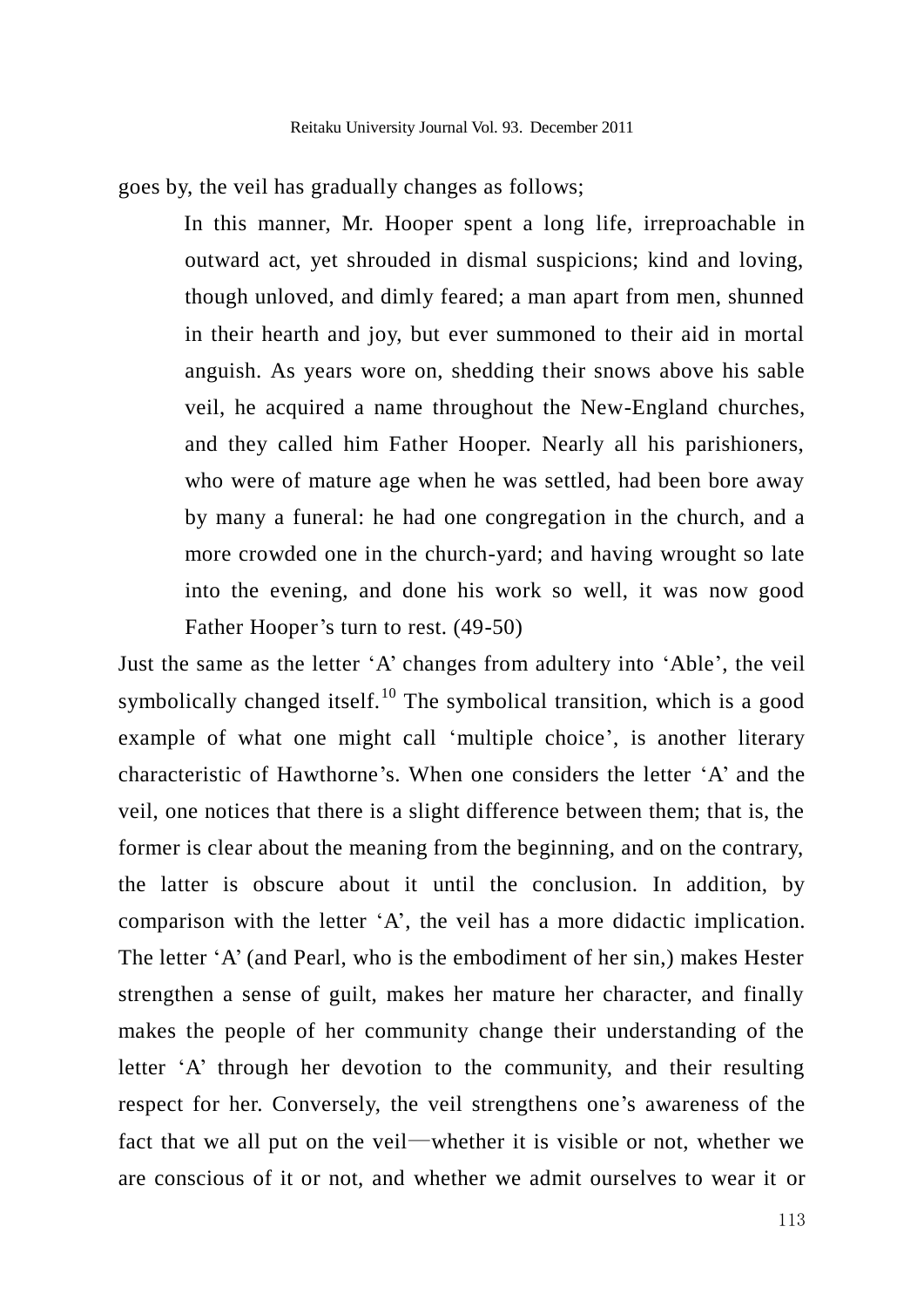goes by, the veil has gradually changes as follows;

> In this manner, Mr. Hooper spent a long life, irreproachable in outward act, yet shrouded in dismal suspicions; kind and loving, though unloved, and dimly feared; a man apart from men, shunned in their hearth and joy, but ever summoned to their aid in mortal anguish. As years wore on, shedding their snows above his sable veil, he acquired a name throughout the New-England churches, and they called him Father Hooper. Nearly all his parishioners, who were of mature age when he was settled, had been bore away by many a funeral: he had one congregation in the church, and a more crowded one in the church-yard; and having wrought so late into the evening, and done his work so well, it was now good Father Hooper's turn to rest. (49-50)

Just the same as the letter 'A' changes from adultery into 'Able', the veil symbolically changed itself.[10] The symbolical transition, which is a good example of what one might call 'multiple choice', is another literary characteristic of Hawthorne's. When one considers the letter 'A' and the veil, one notices that there is a slight difference between them; that is, the former is clear about the meaning from the beginning, and on the contrary, the latter is obscure about it until the conclusion. In addition, by comparison with the letter 'A', the veil has a more didactic implication. The letter 'A' (and Pearl, who is the embodiment of her sin,) makes Hester strengthen a sense of guilt, makes her mature her character, and finally makes the people of her community change their understanding of the letter 'A' through her devotion to the community, and their resulting respect for her. Conversely, the veil strengthens one's awareness of the fact that we all put on the veil—whether it is visible or not, whether we are conscious of it or not, and whether we admit ourselves to wear it or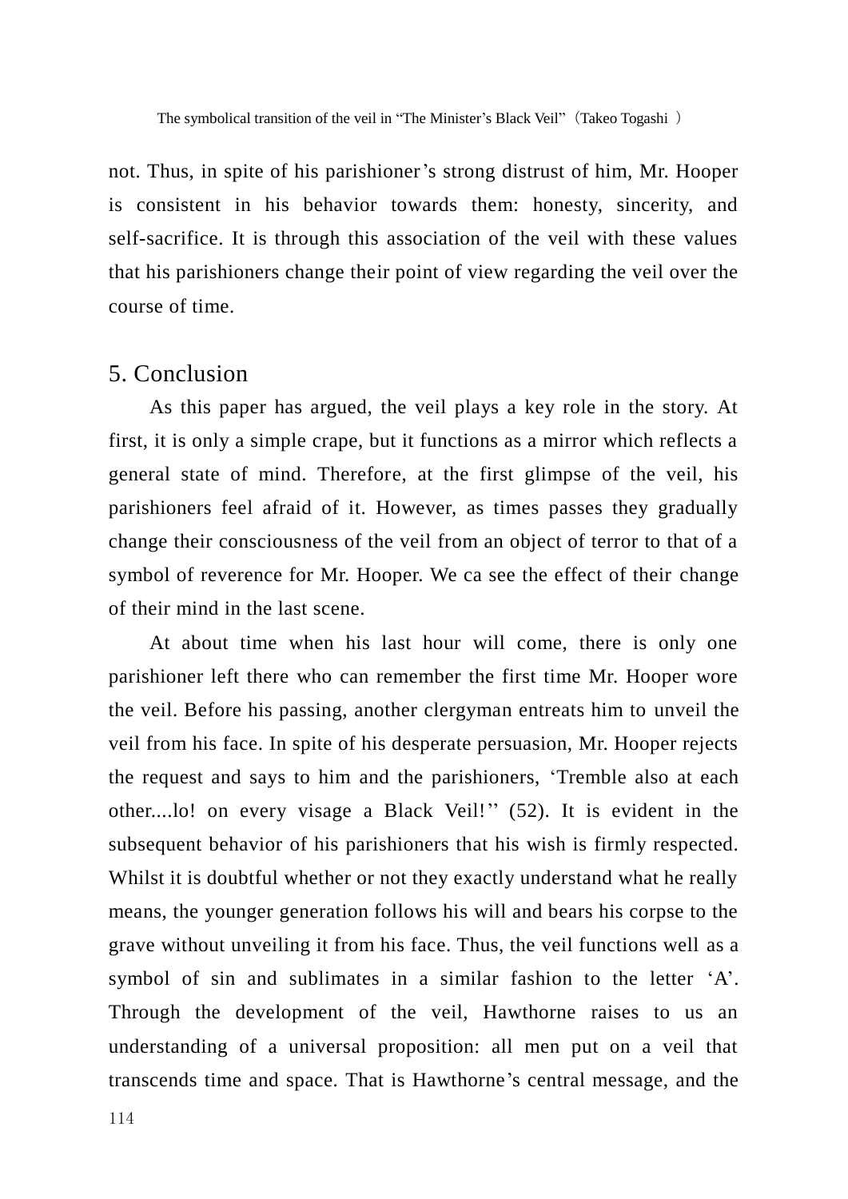not. Thus, in spite of his parishioner's strong distrust of him, Mr. Hooper is consistent in his behavior towards them: honesty, sincerity, and self-sacrifice. It is through this association of the veil with these values that his parishioners change their point of view regarding the veil over the course of time.

## 5. Conclusion

As this paper has argued, the veil plays a key role in the story. At first, it is only a simple crape, but it functions as a mirror which reflects a general state of mind. Therefore, at the first glimpse of the veil, his parishioners feel afraid of it. However, as times passes they gradually change their consciousness of the veil from an object of terror to that of a symbol of reverence for Mr. Hooper. We ca see the effect of their change of their mind in the last scene.

At about time when his last hour will come, there is only one parishioner left there who can remember the first time Mr. Hooper wore the veil. Before his passing, another clergyman entreats him to unveil the veil from his face. In spite of his desperate persuasion, Mr. Hooper rejects the request and says to him and the parishioners, 'Tremble also at each other....lo! on every visage a Black Veil!'' (52). It is evident in the subsequent behavior of his parishioners that his wish is firmly respected. Whilst it is doubtful whether or not they exactly understand what he really means, the younger generation follows his will and bears his corpse to the grave without unveiling it from his face. Thus, the veil functions well as a symbol of sin and sublimates in a similar fashion to the letter 'A'. Through the development of the veil, Hawthorne raises to us an understanding of a universal proposition: all men put on a veil that transcends time and space. That is Hawthorne's central message, and the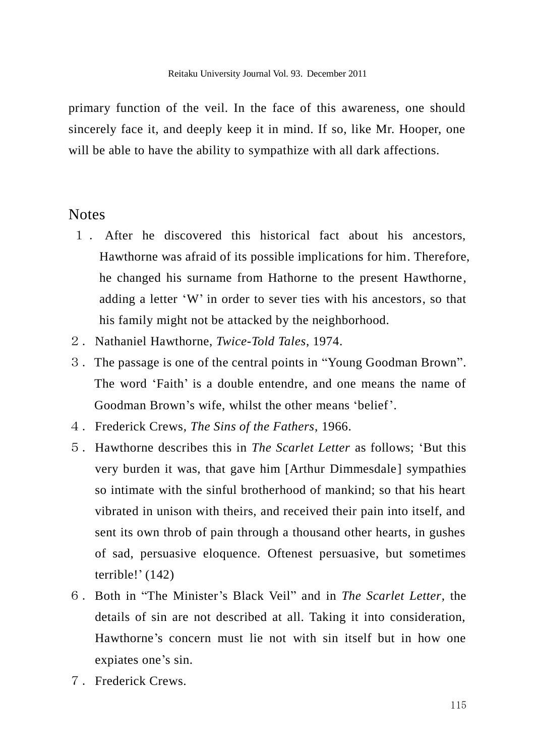primary function of the veil. In the face of this awareness, one should sincerely face it, and deeply keep it in mind. If so, like Mr. Hooper, one will be able to have the ability to sympathize with all dark affections.

## Notes

1. After he discovered this historical fact about his ancestors, Hawthorne was afraid of its possible implications for him. Therefore, he changed his surname from Hathorne to the present Hawthorne, adding a letter 'W' in order to sever ties with his ancestors, so that his family might not be attacked by the neighborhood.
2. Nathaniel Hawthorne, *Twice-Told Tales*, 1974.
3. The passage is one of the central points in "Young Goodman Brown". The word 'Faith' is a double entendre, and one means the name of Goodman Brown's wife, whilst the other means 'belief'.
4. Frederick Crews, *The Sins of the Fathers*, 1966.
5. Hawthorne describes this in *The Scarlet Letter* as follows; 'But this very burden it was, that gave him [Arthur Dimmesdale] sympathies so intimate with the sinful brotherhood of mankind; so that his heart vibrated in unison with theirs, and received their pain into itself, and sent its own throb of pain through a thousand other hearts, in gushes of sad, persuasive eloquence. Oftenest persuasive, but sometimes terrible!' (142)
6. Both in "The Minister's Black Veil" and in *The Scarlet Letter*, the details of sin are not described at all. Taking it into consideration, Hawthorne's concern must lie not with sin itself but in how one expiates one's sin.
7. Frederick Crews.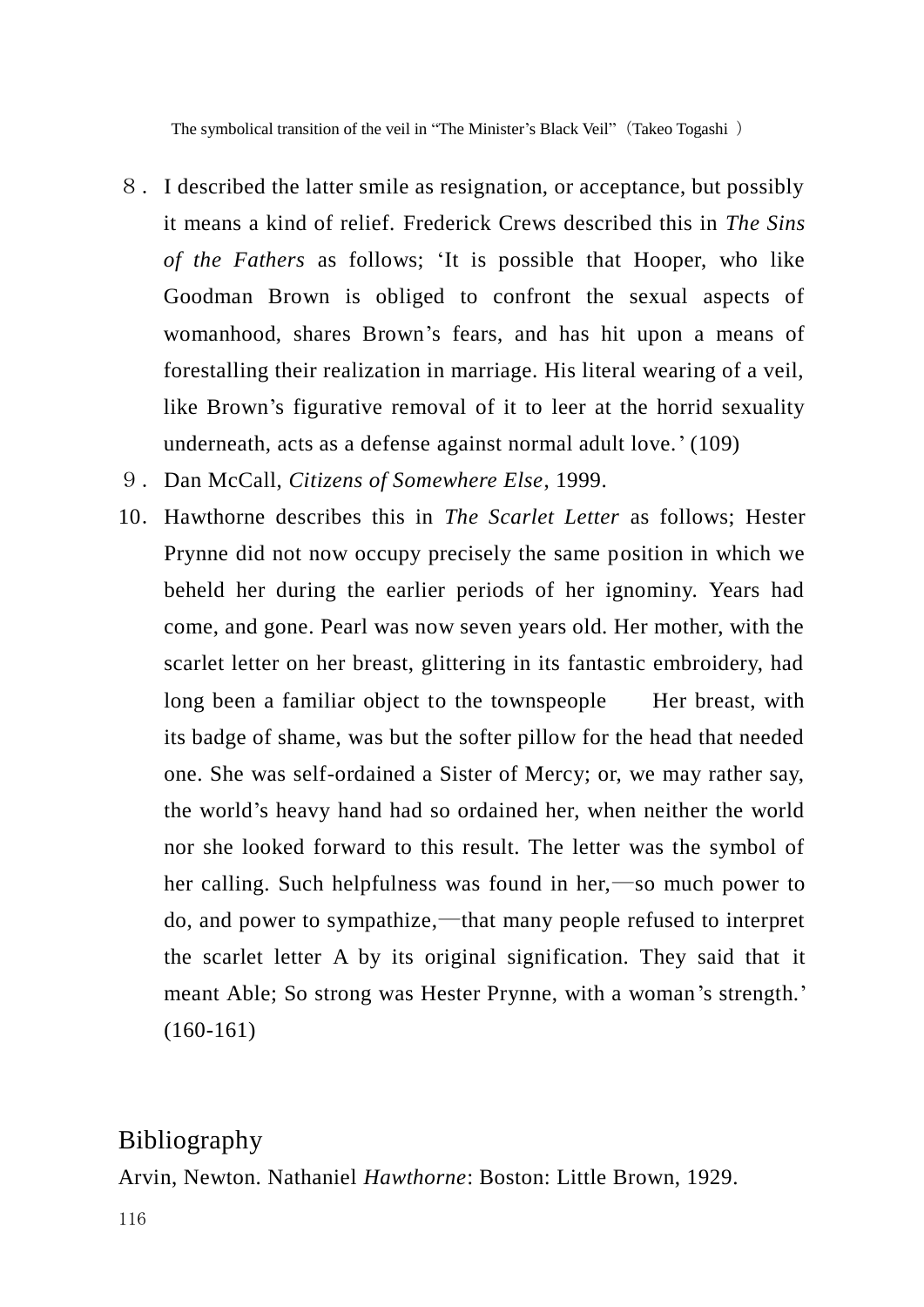8. I described the latter smile as resignation, or acceptance, but possibly it means a kind of relief. Frederick Crews described this in *The Sins of the Fathers* as follows; 'It is possible that Hooper, who like Goodman Brown is obliged to confront the sexual aspects of womanhood, shares Brown's fears, and has hit upon a means of forestalling their realization in marriage. His literal wearing of a veil, like Brown's figurative removal of it to leer at the horrid sexuality underneath, acts as a defense against normal adult love.' (109)
9. Dan McCall, *Citizens of Somewhere Else*, 1999.
10. Hawthorne describes this in *The Scarlet Letter* as follows; Hester Prynne did not now occupy precisely the same position in which we beheld her during the earlier periods of her ignominy. Years had come, and gone. Pearl was now seven years old. Her mother, with the scarlet letter on her breast, glittering in its fantastic embroidery, had long been a familiar object to the townspeople　　Her breast, with its badge of shame, was but the softer pillow for the head that needed one. She was self-ordained a Sister of Mercy; or, we may rather say, the world's heavy hand had so ordained her, when neither the world nor she looked forward to this result. The letter was the symbol of her calling. Such helpfulness was found in her,—so much power to do, and power to sympathize,—that many people refused to interpret the scarlet letter A by its original signification. They said that it meant Able; So strong was Hester Prynne, with a woman's strength.' (160-161)

## Bibliography

Arvin, Newton. Nathaniel *Hawthorne*: Boston: Little Brown, 1929.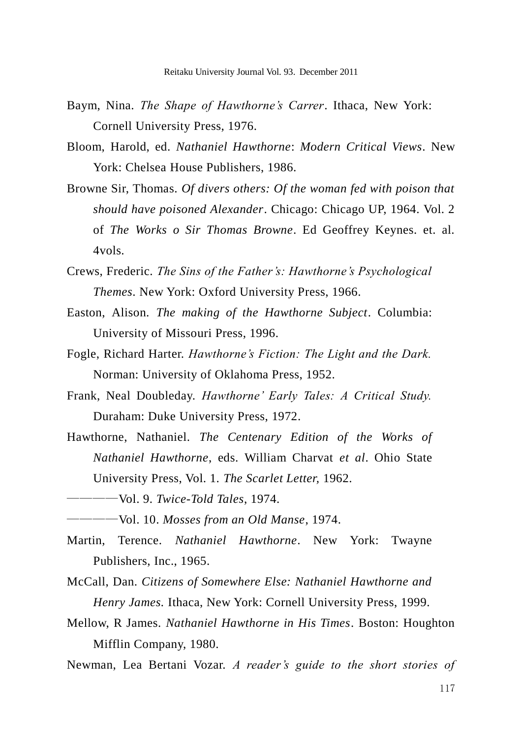Baym, Nina. *The Shape of Hawthorne's Carrer*. Ithaca, New York: Cornell University Press, 1976.

Bloom, Harold, ed. *Nathaniel Hawthorne*: *Modern Critical Views*. New York: Chelsea House Publishers, 1986.

Browne Sir, Thomas. *Of divers others: Of the woman fed with poison that should have poisoned Alexander*. Chicago: Chicago UP, 1964. Vol. 2 of *The Works o Sir Thomas Browne*. Ed Geoffrey Keynes. et. al. 4vols.

Crews, Frederic. *The Sins of the Father's: Hawthorne's Psychological Themes*. New York: Oxford University Press, 1966.

Easton, Alison. *The making of the Hawthorne Subject*. Columbia: University of Missouri Press, 1996.

Fogle, Richard Harter. *Hawthorne's Fiction: The Light and the Dark.* Norman: University of Oklahoma Press, 1952.

Frank, Neal Doubleday. *Hawthorne' Early Tales: A Critical Study.* Duraham: Duke University Press, 1972.

Hawthorne, Nathaniel. *The Centenary Edition of the Works of Nathaniel Hawthorne*, eds. William Charvat *et al*. Ohio State University Press, Vol. 1. *The Scarlet Letter,* 1962.

————Vol. 9. *Twice-Told Tales*, 1974.

————Vol. 10. *Mosses from an Old Manse*, 1974.

Martin, Terence. *Nathaniel Hawthorne*. New York: Twayne Publishers, Inc., 1965.

McCall, Dan. *Citizens of Somewhere Else: Nathaniel Hawthorne and Henry James.* Ithaca, New York: Cornell University Press, 1999.

Mellow, R James. *Nathaniel Hawthorne in His Times*. Boston: Houghton Mifflin Company, 1980.

Newman, Lea Bertani Vozar. *A reader's guide to the short stories of*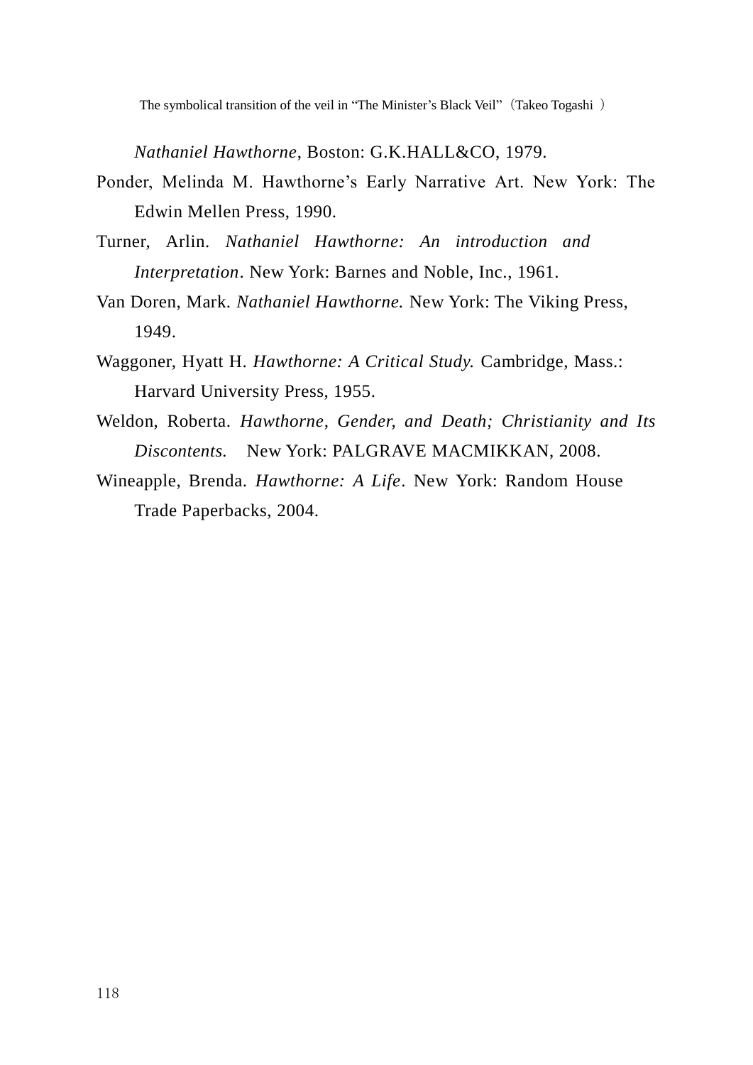*Nathaniel Hawthorne*, Boston: G.K.HALL&CO, 1979.

Ponder, Melinda M. Hawthorne's Early Narrative Art. New York: The Edwin Mellen Press, 1990.

Turner, Arlin. *Nathaniel Hawthorne: An introduction and Interpretation*. New York: Barnes and Noble, Inc., 1961.

Van Doren, Mark. *Nathaniel Hawthorne.* New York: The Viking Press, 1949.

Waggoner, Hyatt H. *Hawthorne: A Critical Study.* Cambridge, Mass.: Harvard University Press, 1955.

Weldon, Roberta. *Hawthorne, Gender, and Death; Christianity and Its Discontents.* New York: PALGRAVE MACMIKKAN, 2008.

Wineapple, Brenda. *Hawthorne: A Life*. New York: Random House Trade Paperbacks, 2004.